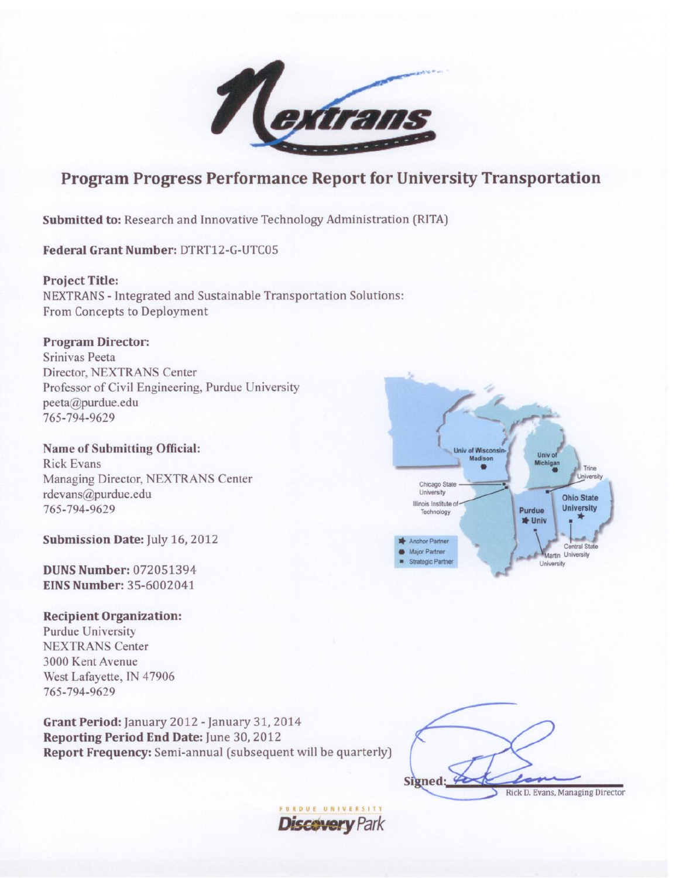# Program Progress Performance Report for University Transportation

**Submitted to:** Research and Innovative Technology Administration (RITA)

**Federal Grant Number:** DTRT12-G-UTC05

**Project Title:**
NEXTRANS - Integrated and Sustainable Transportation Solutions: From Concepts to Deployment

**Program Director:**
Srinivas Peeta
Director, NEXTRANS Center
Professor of Civil Engineering, Purdue University
peeta@purdue.edu
765-794-9629

**Name of Submitting Official:**
Rick Evans
Managing Director, NEXTRANS Center
rdevans@purdue.edu
765-794-9629

**Submission Date:** July 16, 2012

**DUNS Number:** 072051394
**EINS Number:** 35-6002041

**Recipient Organization:**
Purdue University
NEXTRANS Center
3000 Kent Avenue
West Lafayette, IN 47906
765-794-9629

**Grant Period:** January 2012 - January 31, 2014
**Reporting Period End Date:** June 30, 2012
**Report Frequency:** Semi-annual (subsequent will be quarterly)

Signed: Rick D. Evans, Managing Director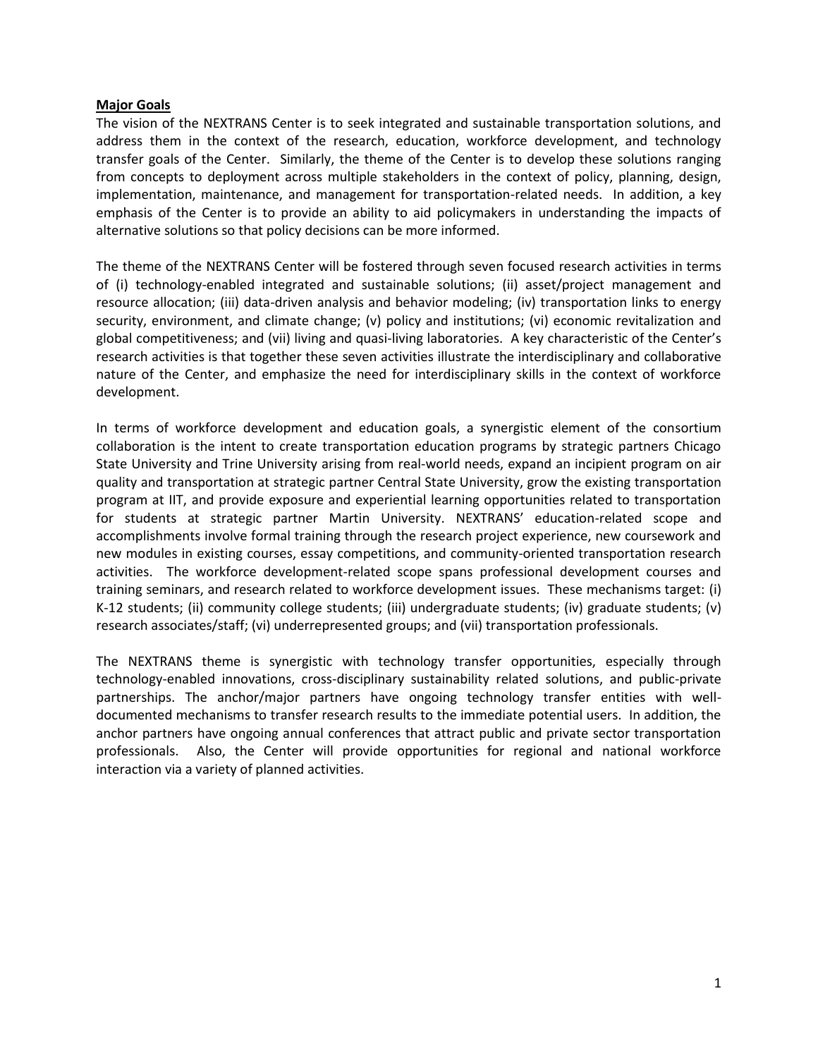## Major Goals

The vision of the NEXTRANS Center is to seek integrated and sustainable transportation solutions, and address them in the context of the research, education, workforce development, and technology transfer goals of the Center. Similarly, the theme of the Center is to develop these solutions ranging from concepts to deployment across multiple stakeholders in the context of policy, planning, design, implementation, maintenance, and management for transportation-related needs. In addition, a key emphasis of the Center is to provide an ability to aid policymakers in understanding the impacts of alternative solutions so that policy decisions can be more informed.

The theme of the NEXTRANS Center will be fostered through seven focused research activities in terms of (i) technology-enabled integrated and sustainable solutions; (ii) asset/project management and resource allocation; (iii) data-driven analysis and behavior modeling; (iv) transportation links to energy security, environment, and climate change; (v) policy and institutions; (vi) economic revitalization and global competitiveness; and (vii) living and quasi-living laboratories. A key characteristic of the Center's research activities is that together these seven activities illustrate the interdisciplinary and collaborative nature of the Center, and emphasize the need for interdisciplinary skills in the context of workforce development.

In terms of workforce development and education goals, a synergistic element of the consortium collaboration is the intent to create transportation education programs by strategic partners Chicago State University and Trine University arising from real-world needs, expand an incipient program on air quality and transportation at strategic partner Central State University, grow the existing transportation program at IIT, and provide exposure and experiential learning opportunities related to transportation for students at strategic partner Martin University. NEXTRANS' education-related scope and accomplishments involve formal training through the research project experience, new coursework and new modules in existing courses, essay competitions, and community-oriented transportation research activities. The workforce development-related scope spans professional development courses and training seminars, and research related to workforce development issues. These mechanisms target: (i) K-12 students; (ii) community college students; (iii) undergraduate students; (iv) graduate students; (v) research associates/staff; (vi) underrepresented groups; and (vii) transportation professionals.

The NEXTRANS theme is synergistic with technology transfer opportunities, especially through technology-enabled innovations, cross-disciplinary sustainability related solutions, and public-private partnerships. The anchor/major partners have ongoing technology transfer entities with well-documented mechanisms to transfer research results to the immediate potential users. In addition, the anchor partners have ongoing annual conferences that attract public and private sector transportation professionals. Also, the Center will provide opportunities for regional and national workforce interaction via a variety of planned activities.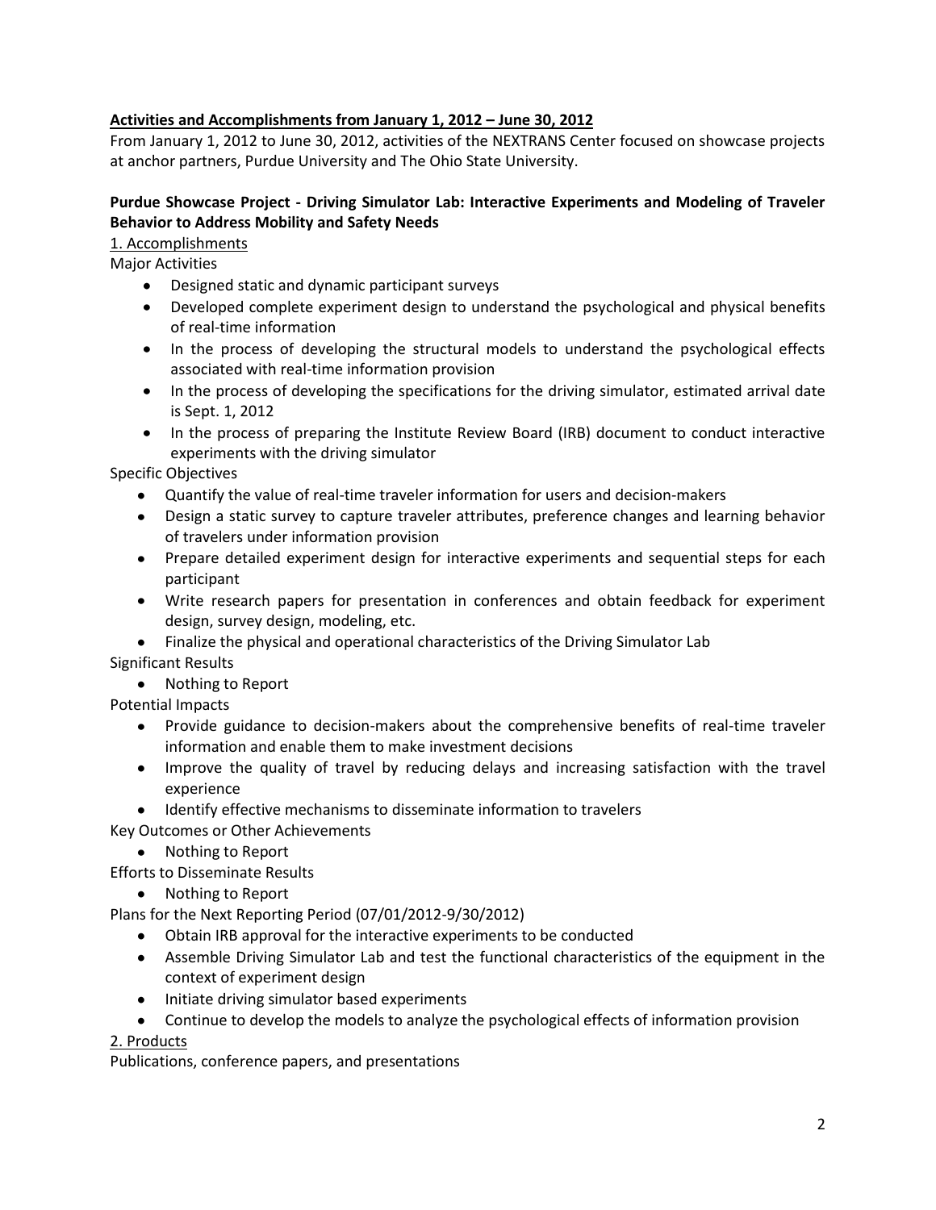## Activities and Accomplishments from January 1, 2012 – June 30, 2012

From January 1, 2012 to June 30, 2012, activities of the NEXTRANS Center focused on showcase projects at anchor partners, Purdue University and The Ohio State University.

### Purdue Showcase Project - Driving Simulator Lab: Interactive Experiments and Modeling of Traveler Behavior to Address Mobility and Safety Needs

1. Accomplishments

Major Activities

- Designed static and dynamic participant surveys
- Developed complete experiment design to understand the psychological and physical benefits of real-time information
- In the process of developing the structural models to understand the psychological effects associated with real-time information provision
- In the process of developing the specifications for the driving simulator, estimated arrival date is Sept. 1, 2012
- In the process of preparing the Institute Review Board (IRB) document to conduct interactive experiments with the driving simulator

Specific Objectives

- Quantify the value of real-time traveler information for users and decision-makers
- Design a static survey to capture traveler attributes, preference changes and learning behavior of travelers under information provision
- Prepare detailed experiment design for interactive experiments and sequential steps for each participant
- Write research papers for presentation in conferences and obtain feedback for experiment design, survey design, modeling, etc.
- Finalize the physical and operational characteristics of the Driving Simulator Lab

Significant Results

- Nothing to Report

Potential Impacts

- Provide guidance to decision-makers about the comprehensive benefits of real-time traveler information and enable them to make investment decisions
- Improve the quality of travel by reducing delays and increasing satisfaction with the travel experience
- Identify effective mechanisms to disseminate information to travelers

Key Outcomes or Other Achievements

- Nothing to Report

Efforts to Disseminate Results

- Nothing to Report

Plans for the Next Reporting Period (07/01/2012-9/30/2012)

- Obtain IRB approval for the interactive experiments to be conducted
- Assemble Driving Simulator Lab and test the functional characteristics of the equipment in the context of experiment design
- Initiate driving simulator based experiments
- Continue to develop the models to analyze the psychological effects of information provision

2. Products

Publications, conference papers, and presentations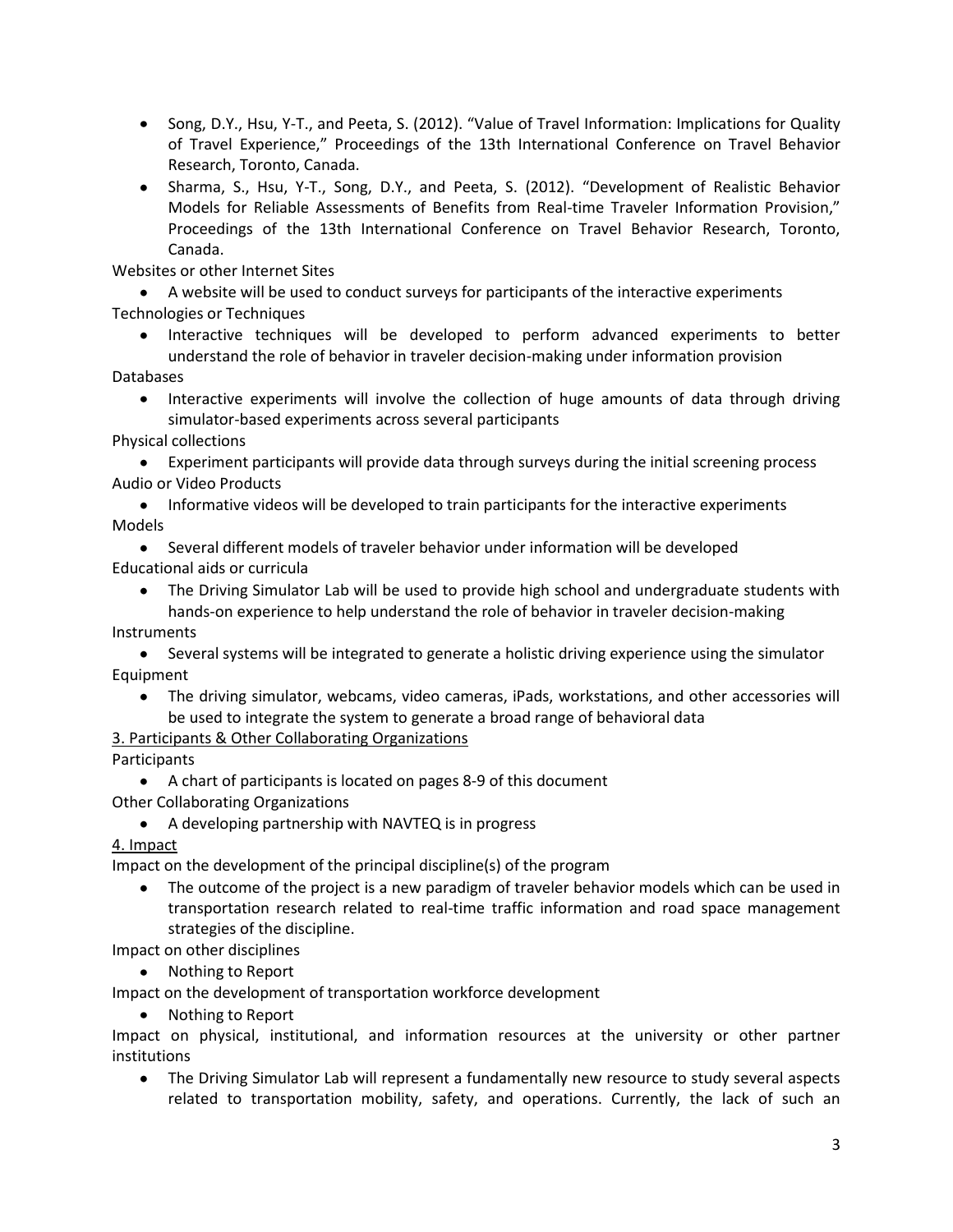- Song, D.Y., Hsu, Y-T., and Peeta, S. (2012). "Value of Travel Information: Implications for Quality of Travel Experience," Proceedings of the 13th International Conference on Travel Behavior Research, Toronto, Canada.
- Sharma, S., Hsu, Y-T., Song, D.Y., and Peeta, S. (2012). "Development of Realistic Behavior Models for Reliable Assessments of Benefits from Real-time Traveler Information Provision," Proceedings of the 13th International Conference on Travel Behavior Research, Toronto, Canada.

Websites or other Internet Sites

- A website will be used to conduct surveys for participants of the interactive experiments

Technologies or Techniques

- Interactive techniques will be developed to perform advanced experiments to better understand the role of behavior in traveler decision-making under information provision

Databases

- Interactive experiments will involve the collection of huge amounts of data through driving simulator-based experiments across several participants

Physical collections

- Experiment participants will provide data through surveys during the initial screening process

Audio or Video Products

- Informative videos will be developed to train participants for the interactive experiments

Models

- Several different models of traveler behavior under information will be developed

Educational aids or curricula

- The Driving Simulator Lab will be used to provide high school and undergraduate students with hands-on experience to help understand the role of behavior in traveler decision-making

Instruments

- Several systems will be integrated to generate a holistic driving experience using the simulator

Equipment

- The driving simulator, webcams, video cameras, iPads, workstations, and other accessories will be used to integrate the system to generate a broad range of behavioral data

## 3. Participants & Other Collaborating Organizations

Participants

- A chart of participants is located on pages 8-9 of this document

Other Collaborating Organizations

- A developing partnership with NAVTEQ is in progress

## 4. Impact

Impact on the development of the principal discipline(s) of the program

- The outcome of the project is a new paradigm of traveler behavior models which can be used in transportation research related to real-time traffic information and road space management strategies of the discipline.

Impact on other disciplines

- Nothing to Report

Impact on the development of transportation workforce development

- Nothing to Report

Impact on physical, institutional, and information resources at the university or other partner institutions

- The Driving Simulator Lab will represent a fundamentally new resource to study several aspects related to transportation mobility, safety, and operations. Currently, the lack of such an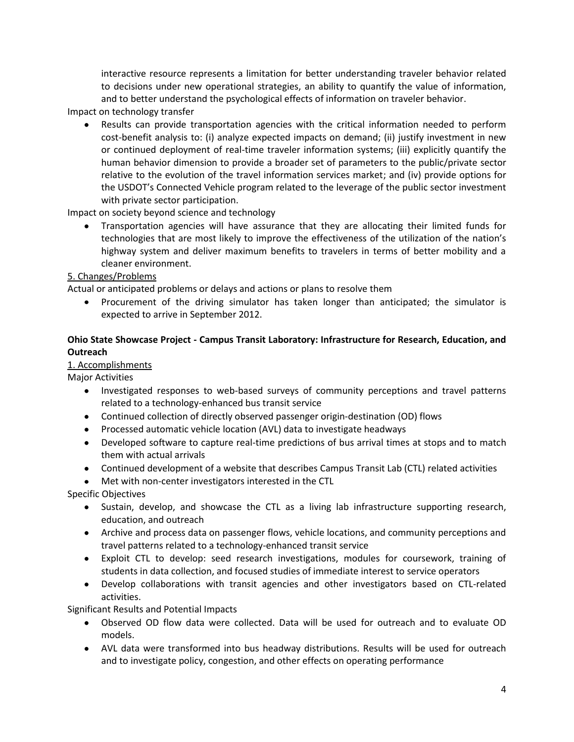interactive resource represents a limitation for better understanding traveler behavior related to decisions under new operational strategies, an ability to quantify the value of information, and to better understand the psychological effects of information on traveler behavior.

Impact on technology transfer

- Results can provide transportation agencies with the critical information needed to perform cost-benefit analysis to: (i) analyze expected impacts on demand; (ii) justify investment in new or continued deployment of real-time traveler information systems; (iii) explicitly quantify the human behavior dimension to provide a broader set of parameters to the public/private sector relative to the evolution of the travel information services market; and (iv) provide options for the USDOT's Connected Vehicle program related to the leverage of the public sector investment with private sector participation.

Impact on society beyond science and technology

- Transportation agencies will have assurance that they are allocating their limited funds for technologies that are most likely to improve the effectiveness of the utilization of the nation's highway system and deliver maximum benefits to travelers in terms of better mobility and a cleaner environment.

<u>5. Changes/Problems</u>

Actual or anticipated problems or delays and actions or plans to resolve them

- Procurement of the driving simulator has taken longer than anticipated; the simulator is expected to arrive in September 2012.

**Ohio State Showcase Project - Campus Transit Laboratory: Infrastructure for Research, Education, and Outreach**

<u>1. Accomplishments</u>

Major Activities

- Investigated responses to web-based surveys of community perceptions and travel patterns related to a technology-enhanced bus transit service
- Continued collection of directly observed passenger origin-destination (OD) flows
- Processed automatic vehicle location (AVL) data to investigate headways
- Developed software to capture real-time predictions of bus arrival times at stops and to match them with actual arrivals
- Continued development of a website that describes Campus Transit Lab (CTL) related activities
- Met with non-center investigators interested in the CTL

Specific Objectives

- Sustain, develop, and showcase the CTL as a living lab infrastructure supporting research, education, and outreach
- Archive and process data on passenger flows, vehicle locations, and community perceptions and travel patterns related to a technology-enhanced transit service
- Exploit CTL to develop: seed research investigations, modules for coursework, training of students in data collection, and focused studies of immediate interest to service operators
- Develop collaborations with transit agencies and other investigators based on CTL-related activities.

Significant Results and Potential Impacts

- Observed OD flow data were collected. Data will be used for outreach and to evaluate OD models.
- AVL data were transformed into bus headway distributions. Results will be used for outreach and to investigate policy, congestion, and other effects on operating performance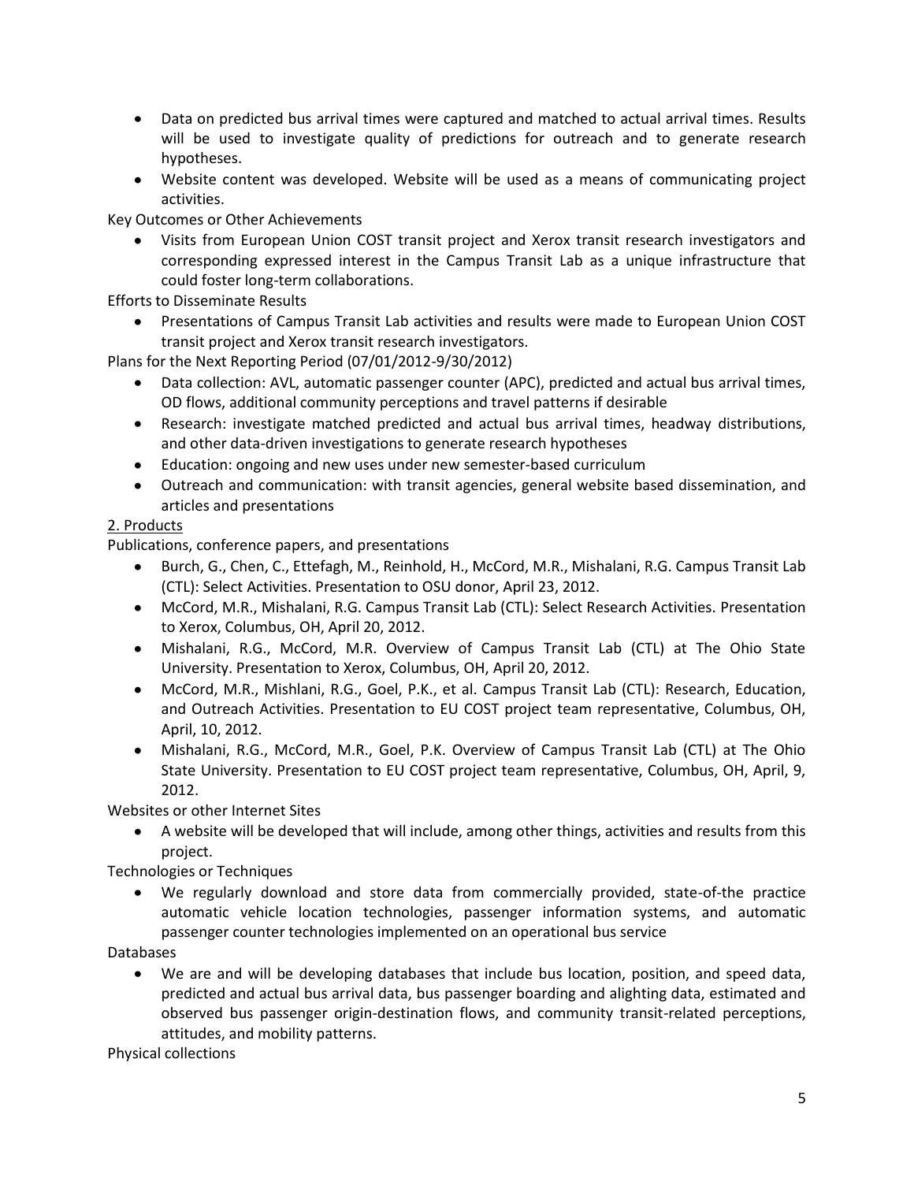- Data on predicted bus arrival times were captured and matched to actual arrival times. Results will be used to investigate quality of predictions for outreach and to generate research hypotheses.
- Website content was developed. Website will be used as a means of communicating project activities.

Key Outcomes or Other Achievements

- Visits from European Union COST transit project and Xerox transit research investigators and corresponding expressed interest in the Campus Transit Lab as a unique infrastructure that could foster long-term collaborations.

Efforts to Disseminate Results

- Presentations of Campus Transit Lab activities and results were made to European Union COST transit project and Xerox transit research investigators.

Plans for the Next Reporting Period (07/01/2012-9/30/2012)

- Data collection: AVL, automatic passenger counter (APC), predicted and actual bus arrival times, OD flows, additional community perceptions and travel patterns if desirable
- Research: investigate matched predicted and actual bus arrival times, headway distributions, and other data-driven investigations to generate research hypotheses
- Education: ongoing and new uses under new semester-based curriculum
- Outreach and communication: with transit agencies, general website based dissemination, and articles and presentations

<u>2. Products</u>

Publications, conference papers, and presentations

- Burch, G., Chen, C., Ettefagh, M., Reinhold, H., McCord, M.R., Mishalani, R.G. Campus Transit Lab (CTL): Select Activities. Presentation to OSU donor, April 23, 2012.
- McCord, M.R., Mishalani, R.G. Campus Transit Lab (CTL): Select Research Activities. Presentation to Xerox, Columbus, OH, April 20, 2012.
- Mishalani, R.G., McCord, M.R. Overview of Campus Transit Lab (CTL) at The Ohio State University. Presentation to Xerox, Columbus, OH, April 20, 2012.
- McCord, M.R., Mishlani, R.G., Goel, P.K., et al. Campus Transit Lab (CTL): Research, Education, and Outreach Activities. Presentation to EU COST project team representative, Columbus, OH, April, 10, 2012.
- Mishalani, R.G., McCord, M.R., Goel, P.K. Overview of Campus Transit Lab (CTL) at The Ohio State University. Presentation to EU COST project team representative, Columbus, OH, April, 9, 2012.

Websites or other Internet Sites

- A website will be developed that will include, among other things, activities and results from this project.

Technologies or Techniques

- We regularly download and store data from commercially provided, state-of-the practice automatic vehicle location technologies, passenger information systems, and automatic passenger counter technologies implemented on an operational bus service

Databases

- We are and will be developing databases that include bus location, position, and speed data, predicted and actual bus arrival data, bus passenger boarding and alighting data, estimated and observed bus passenger origin-destination flows, and community transit-related perceptions, attitudes, and mobility patterns.

Physical collections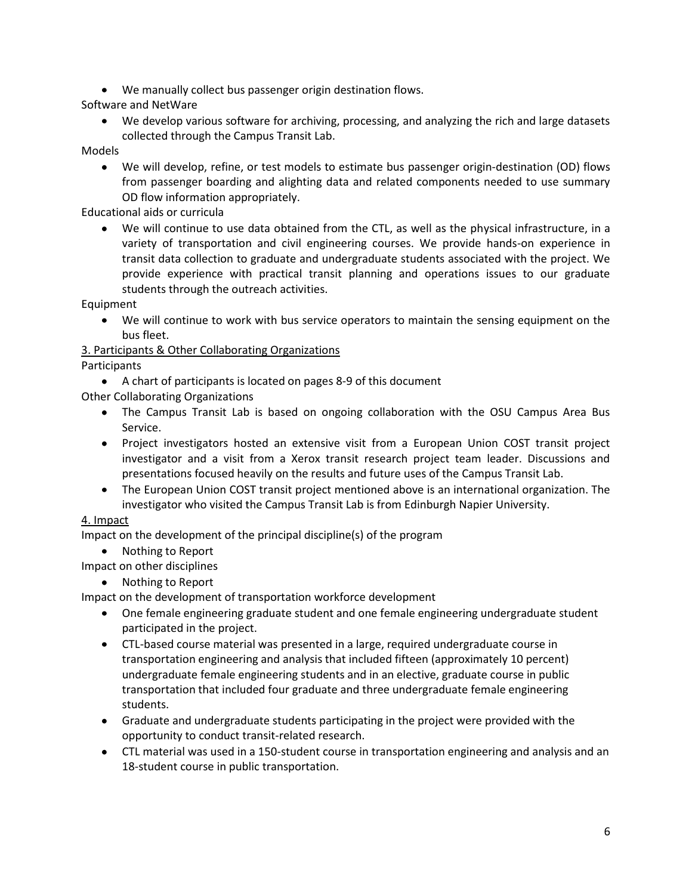- We manually collect bus passenger origin destination flows.

Software and NetWare

- We develop various software for archiving, processing, and analyzing the rich and large datasets collected through the Campus Transit Lab.

Models

- We will develop, refine, or test models to estimate bus passenger origin-destination (OD) flows from passenger boarding and alighting data and related components needed to use summary OD flow information appropriately.

Educational aids or curricula

- We will continue to use data obtained from the CTL, as well as the physical infrastructure, in a variety of transportation and civil engineering courses. We provide hands-on experience in transit data collection to graduate and undergraduate students associated with the project. We provide experience with practical transit planning and operations issues to our graduate students through the outreach activities.

Equipment

- We will continue to work with bus service operators to maintain the sensing equipment on the bus fleet.

## 3. Participants & Other Collaborating Organizations

Participants

- A chart of participants is located on pages 8-9 of this document

Other Collaborating Organizations

- The Campus Transit Lab is based on ongoing collaboration with the OSU Campus Area Bus Service.
- Project investigators hosted an extensive visit from a European Union COST transit project investigator and a visit from a Xerox transit research project team leader. Discussions and presentations focused heavily on the results and future uses of the Campus Transit Lab.
- The European Union COST transit project mentioned above is an international organization. The investigator who visited the Campus Transit Lab is from Edinburgh Napier University.

## 4. Impact

Impact on the development of the principal discipline(s) of the program

- Nothing to Report

Impact on other disciplines

- Nothing to Report

Impact on the development of transportation workforce development

- One female engineering graduate student and one female engineering undergraduate student participated in the project.
- CTL-based course material was presented in a large, required undergraduate course in transportation engineering and analysis that included fifteen (approximately 10 percent) undergraduate female engineering students and in an elective, graduate course in public transportation that included four graduate and three undergraduate female engineering students.
- Graduate and undergraduate students participating in the project were provided with the opportunity to conduct transit-related research.
- CTL material was used in a 150-student course in transportation engineering and analysis and an 18-student course in public transportation.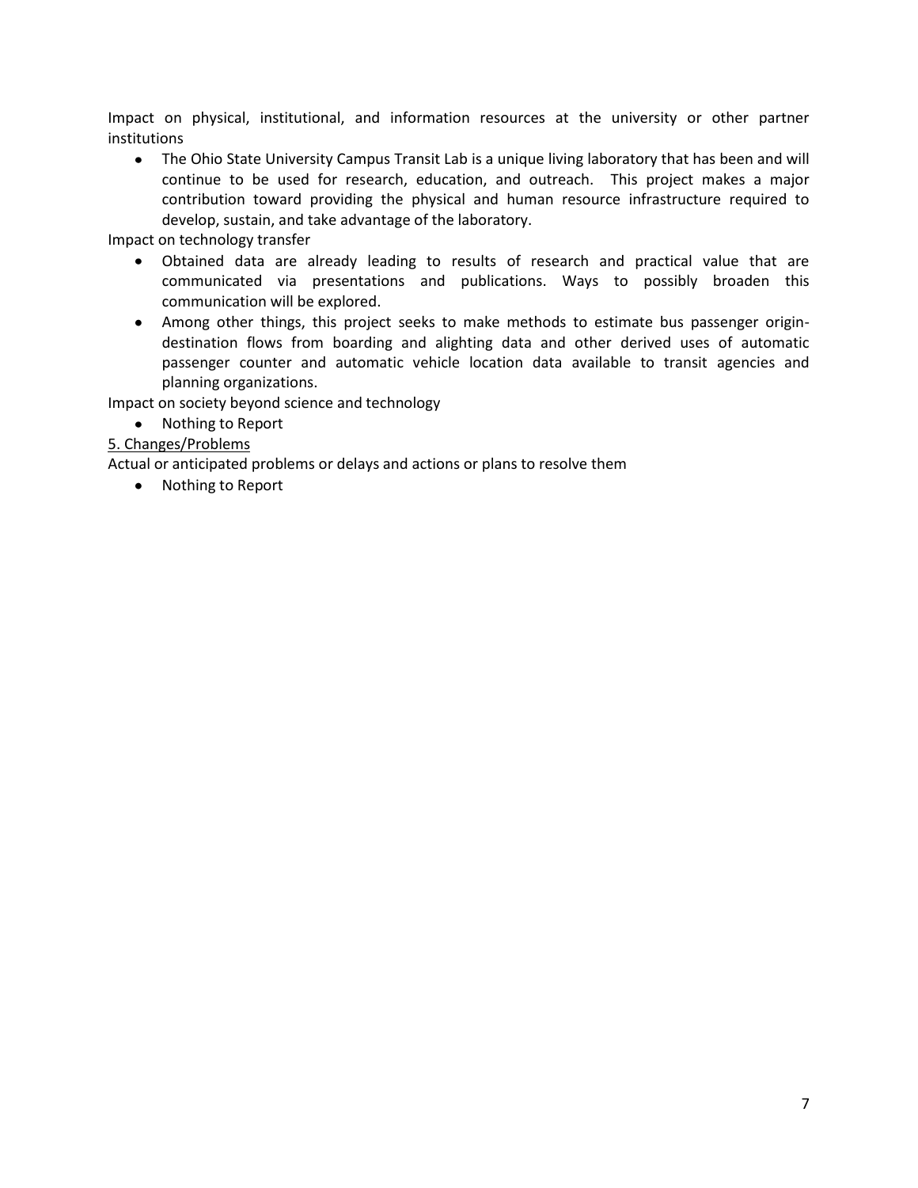Impact on physical, institutional, and information resources at the university or other partner institutions

- The Ohio State University Campus Transit Lab is a unique living laboratory that has been and will continue to be used for research, education, and outreach. This project makes a major contribution toward providing the physical and human resource infrastructure required to develop, sustain, and take advantage of the laboratory.

Impact on technology transfer

- Obtained data are already leading to results of research and practical value that are communicated via presentations and publications. Ways to possibly broaden this communication will be explored.
- Among other things, this project seeks to make methods to estimate bus passenger origin-destination flows from boarding and alighting data and other derived uses of automatic passenger counter and automatic vehicle location data available to transit agencies and planning organizations.

Impact on society beyond science and technology

- Nothing to Report

<u>5. Changes/Problems</u>

Actual or anticipated problems or delays and actions or plans to resolve them

- Nothing to Report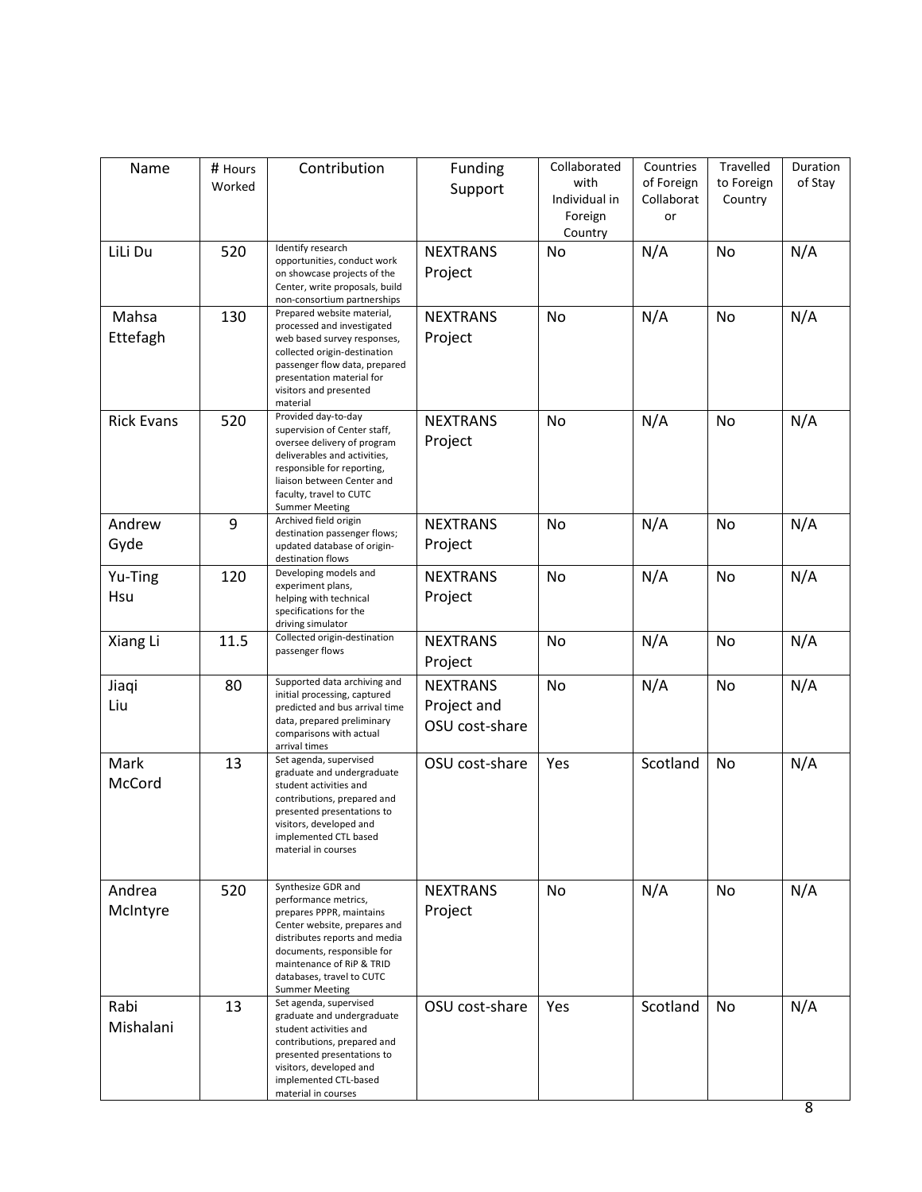| Name | # Hours Worked | Contribution | Funding Support | Collaborated with Individual in Foreign Country | Countries of Foreign Collaborator | Travelled to Foreign Country | Duration of Stay |
| --- | --- | --- | --- | --- | --- | --- | --- |
| LiLi Du | 520 | Identify research opportunities, conduct work on showcase projects of the Center, write proposals, build non-consortium partnerships | NEXTRANS Project | No | N/A | No | N/A |
| Mahsa Ettefagh | 130 | Prepared website material, processed and investigated web based survey responses, collected origin-destination passenger flow data, prepared presentation material for visitors and presented material | NEXTRANS Project | No | N/A | No | N/A |
| Rick Evans | 520 | Provided day-to-day supervision of Center staff, oversee delivery of program deliverables and activities, responsible for reporting, liaison between Center and faculty, travel to CUTC Summer Meeting | NEXTRANS Project | No | N/A | No | N/A |
| Andrew Gyde | 9 | Archived field origin destination passenger flows; updated database of origin-destination flows | NEXTRANS Project | No | N/A | No | N/A |
| Yu-Ting Hsu | 120 | Developing models and experiment plans, helping with technical specifications for the driving simulator | NEXTRANS Project | No | N/A | No | N/A |
| Xiang Li | 11.5 | Collected origin-destination passenger flows | NEXTRANS Project | No | N/A | No | N/A |
| Jiaqi Liu | 80 | Supported data archiving and initial processing, captured predicted and bus arrival time data, prepared preliminary comparisons with actual arrival times | NEXTRANS Project and OSU cost-share | No | N/A | No | N/A |
| Mark McCord | 13 | Set agenda, supervised graduate and undergraduate student activities and contributions, prepared and presented presentations to visitors, developed and implemented CTL based material in courses | OSU cost-share | Yes | Scotland | No | N/A |
| Andrea McIntyre | 520 | Synthesize GDR and performance metrics, prepares PPPR, maintains Center website, prepares and distributes reports and media documents, responsible for maintenance of RiP & TRID databases, travel to CUTC Summer Meeting | NEXTRANS Project | No | N/A | No | N/A |
| Rabi Mishalani | 13 | Set agenda, supervised graduate and undergraduate student activities and contributions, prepared and presented presentations to visitors, developed and implemented CTL-based material in courses | OSU cost-share | Yes | Scotland | No | N/A |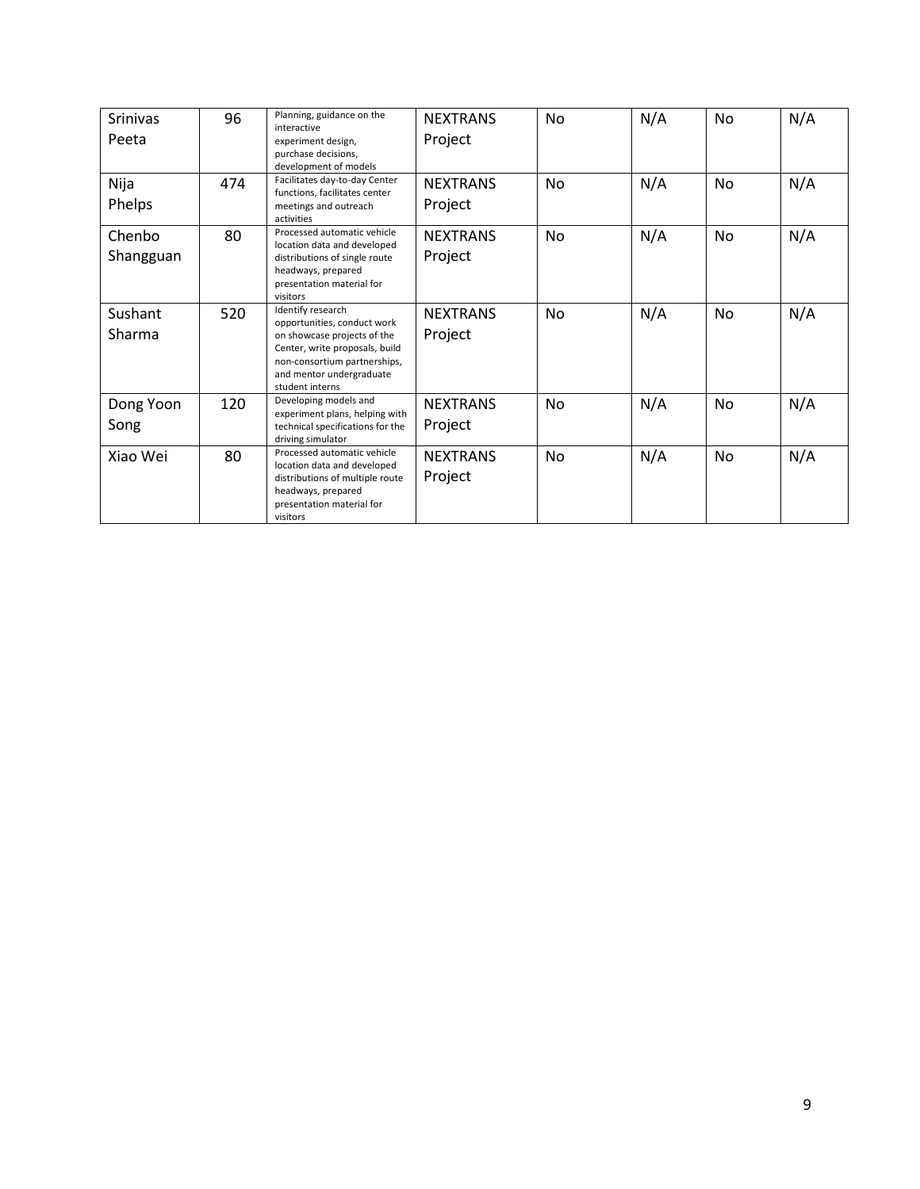| | | | | | | | |
|---|---|---|---|---|---|---|---|
| Srinivas Peeta | 96 | Planning, guidance on the interactive experiment design, purchase decisions, development of models | NEXTRANS Project | No | N/A | No | N/A |
| Nija Phelps | 474 | Facilitates day-to-day Center functions, facilitates center meetings and outreach activities | NEXTRANS Project | No | N/A | No | N/A |
| Chenbo Shangguan | 80 | Processed automatic vehicle location data and developed distributions of single route headways, prepared presentation material for visitors | NEXTRANS Project | No | N/A | No | N/A |
| Sushant Sharma | 520 | Identify research opportunities, conduct work on showcase projects of the Center, write proposals, build non-consortium partnerships, and mentor undergraduate student interns | NEXTRANS Project | No | N/A | No | N/A |
| Dong Yoon Song | 120 | Developing models and experiment plans, helping with technical specifications for the driving simulator | NEXTRANS Project | No | N/A | No | N/A |
| Xiao Wei | 80 | Processed automatic vehicle location data and developed distributions of multiple route headways, prepared presentation material for visitors | NEXTRANS Project | No | N/A | No | N/A |